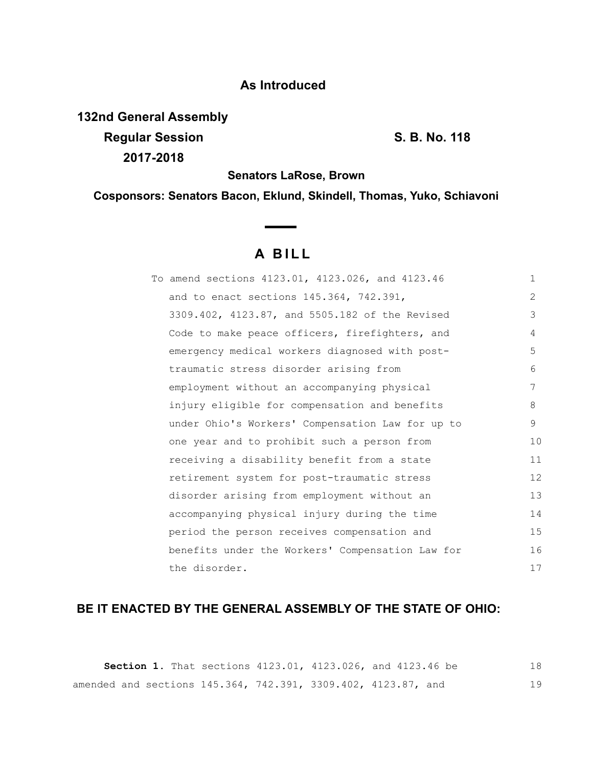**As Introduced**

**132nd General Assembly**
**Regular Session** **S. B. No. 118**
**2017-2018**

**Senators LaRose, Brown**

**Cosponsors: Senators Bacon, Eklund, Skindell, Thomas, Yuko, Schiavoni**

# A BILL

To amend sections 4123.01, 4123.026, and 4123.46 and to enact sections 145.364, 742.391, 3309.402, 4123.87, and 5505.182 of the Revised Code to make peace officers, firefighters, and emergency medical workers diagnosed with post-traumatic stress disorder arising from employment without an accompanying physical injury eligible for compensation and benefits under Ohio's Workers' Compensation Law for up to one year and to prohibit such a person from receiving a disability benefit from a state retirement system for post-traumatic stress disorder arising from employment without an accompanying physical injury during the time period the person receives compensation and benefits under the Workers' Compensation Law for the disorder.

## BE IT ENACTED BY THE GENERAL ASSEMBLY OF THE STATE OF OHIO:

**Section 1.** That sections 4123.01, 4123.026, and 4123.46 be amended and sections 145.364, 742.391, 3309.402, 4123.87, and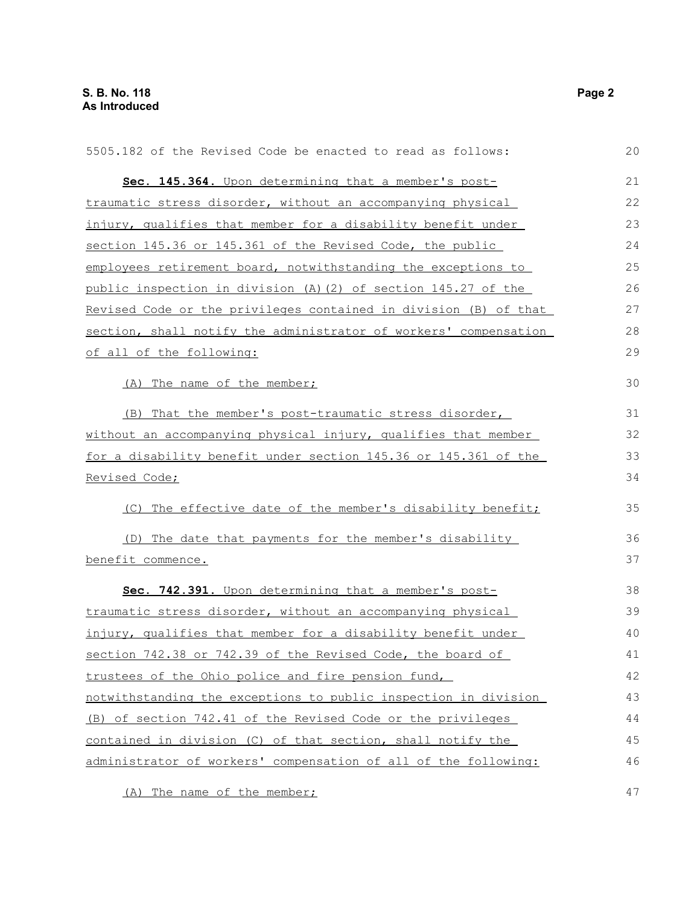5505.182 of the Revised Code be enacted to read as follows:

**Sec. 145.364.** Upon determining that a member's post-traumatic stress disorder, without an accompanying physical injury, qualifies that member for a disability benefit under section 145.36 or 145.361 of the Revised Code, the public employees retirement board, notwithstanding the exceptions to public inspection in division (A)(2) of section 145.27 of the Revised Code or the privileges contained in division (B) of that section, shall notify the administrator of workers' compensation of all of the following:

(A) The name of the member;

(B) That the member's post-traumatic stress disorder, without an accompanying physical injury, qualifies that member for a disability benefit under section 145.36 or 145.361 of the Revised Code;

(C) The effective date of the member's disability benefit;

(D) The date that payments for the member's disability benefit commence.

**Sec. 742.391.** Upon determining that a member's post-traumatic stress disorder, without an accompanying physical injury, qualifies that member for a disability benefit under section 742.38 or 742.39 of the Revised Code, the board of trustees of the Ohio police and fire pension fund, notwithstanding the exceptions to public inspection in division (B) of section 742.41 of the Revised Code or the privileges contained in division (C) of that section, shall notify the administrator of workers' compensation of all of the following:

(A) The name of the member;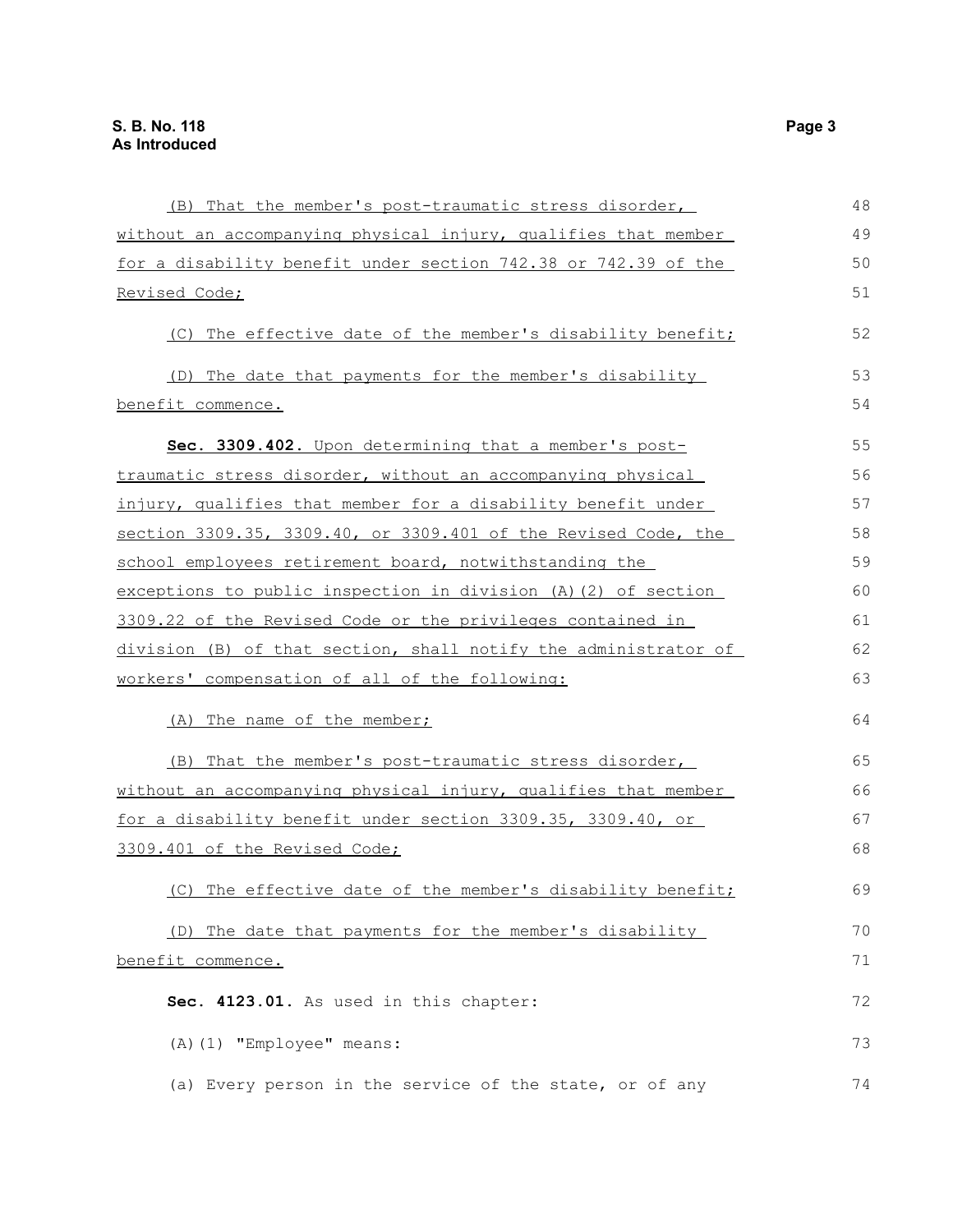(B) That the member's post-traumatic stress disorder, without an accompanying physical injury, qualifies that member for a disability benefit under section 742.38 or 742.39 of the Revised Code;

(C) The effective date of the member's disability benefit;

(D) The date that payments for the member's disability benefit commence.

**Sec. 3309.402.** Upon determining that a member's post-traumatic stress disorder, without an accompanying physical injury, qualifies that member for a disability benefit under section 3309.35, 3309.40, or 3309.401 of the Revised Code, the school employees retirement board, notwithstanding the exceptions to public inspection in division (A)(2) of section 3309.22 of the Revised Code or the privileges contained in division (B) of that section, shall notify the administrator of workers' compensation of all of the following:

(A) The name of the member;

(B) That the member's post-traumatic stress disorder, without an accompanying physical injury, qualifies that member for a disability benefit under section 3309.35, 3309.40, or 3309.401 of the Revised Code;

(C) The effective date of the member's disability benefit;

(D) The date that payments for the member's disability benefit commence.

**Sec. 4123.01.** As used in this chapter:

(A)(1) "Employee" means:

(a) Every person in the service of the state, or of any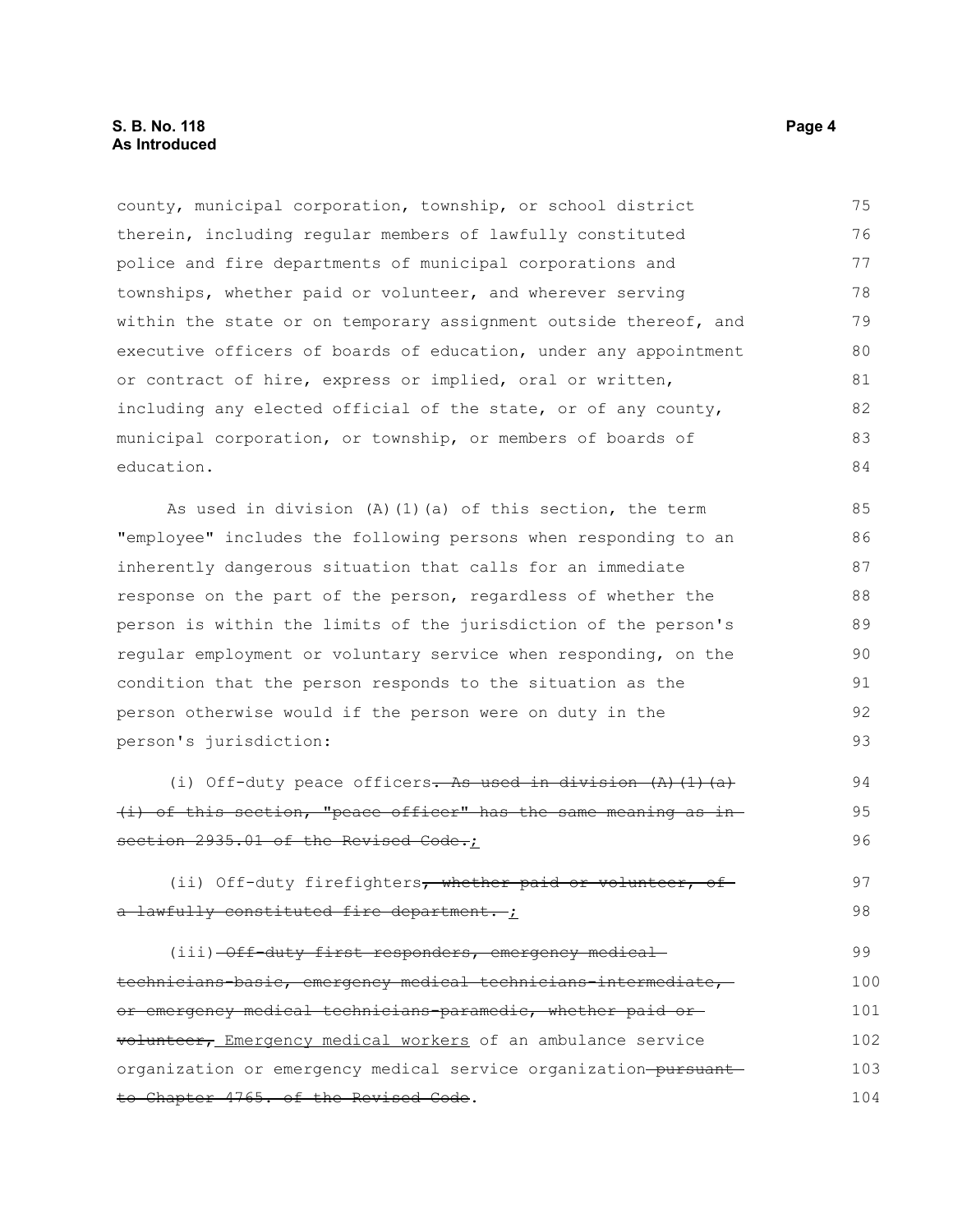county, municipal corporation, township, or school district therein, including regular members of lawfully constituted police and fire departments of municipal corporations and townships, whether paid or volunteer, and wherever serving within the state or on temporary assignment outside thereof, and executive officers of boards of education, under any appointment or contract of hire, express or implied, oral or written, including any elected official of the state, or of any county, municipal corporation, or township, or members of boards of education.

As used in division (A)(1)(a) of this section, the term "employee" includes the following persons when responding to an inherently dangerous situation that calls for an immediate response on the part of the person, regardless of whether the person is within the limits of the jurisdiction of the person's regular employment or voluntary service when responding, on the condition that the person responds to the situation as the person otherwise would if the person were on duty in the person's jurisdiction:

(i) Off-duty peace officers~~. As used in division (A)(1)(a)(i) of this section, "peace officer" has the same meaning as in section 2935.01 of the Revised Code.~~<u>;</u>

(ii) Off-duty firefighters~~, whether paid or volunteer, of a lawfully constituted fire department.~~ <u>;</u>

(iii) ~~Off-duty first responders, emergency medical technicians-basic, emergency medical technicians-intermediate, or emergency medical technicians-paramedic, whether paid or volunteer,~~ <u>Emergency medical workers</u> of an ambulance service organization or emergency medical service organization ~~pursuant to Chapter 4765. of the Revised Code~~.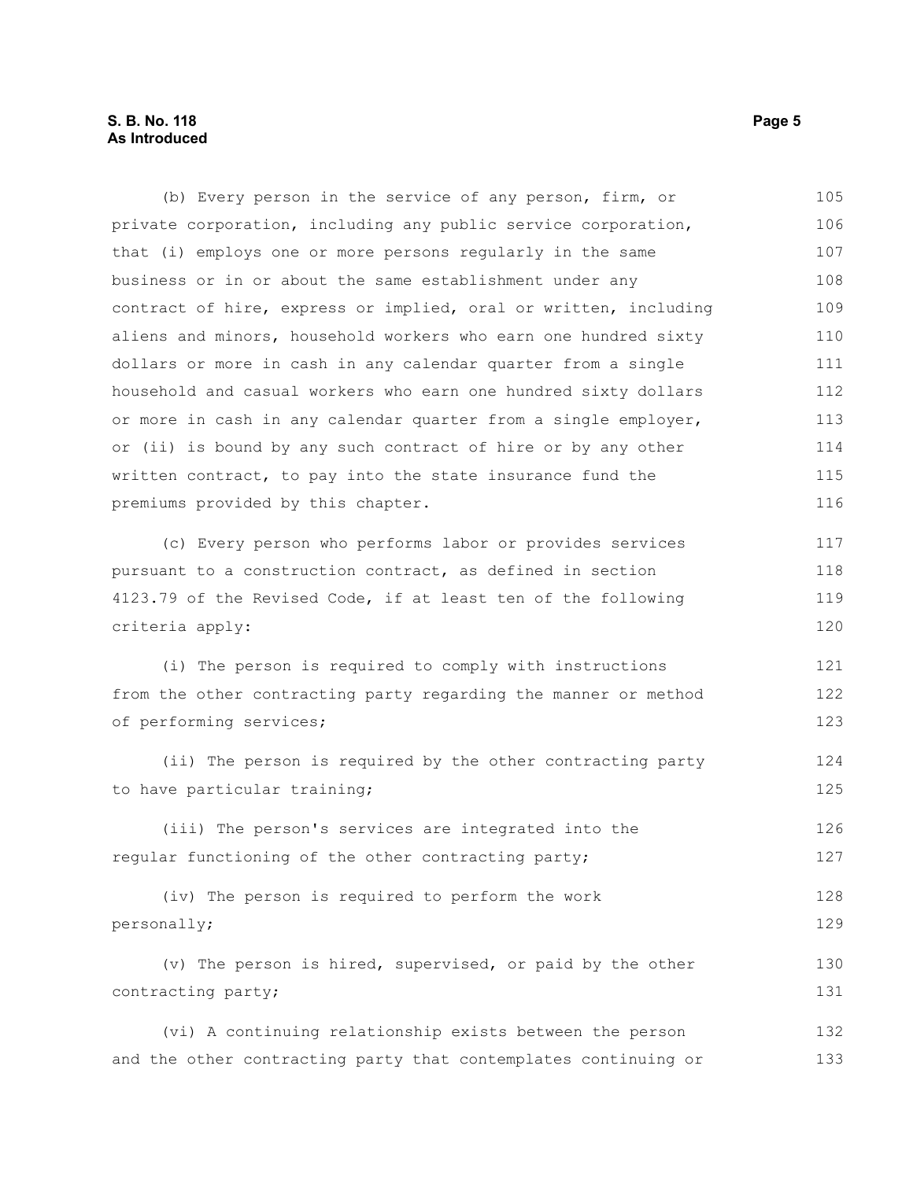(b) Every person in the service of any person, firm, or private corporation, including any public service corporation, that (i) employs one or more persons regularly in the same business or in or about the same establishment under any contract of hire, express or implied, oral or written, including aliens and minors, household workers who earn one hundred sixty dollars or more in cash in any calendar quarter from a single household and casual workers who earn one hundred sixty dollars or more in cash in any calendar quarter from a single employer, or (ii) is bound by any such contract of hire or by any other written contract, to pay into the state insurance fund the premiums provided by this chapter.

(c) Every person who performs labor or provides services pursuant to a construction contract, as defined in section 4123.79 of the Revised Code, if at least ten of the following criteria apply:

(i) The person is required to comply with instructions from the other contracting party regarding the manner or method of performing services;

(ii) The person is required by the other contracting party to have particular training;

(iii) The person's services are integrated into the regular functioning of the other contracting party;

(iv) The person is required to perform the work personally;

(v) The person is hired, supervised, or paid by the other contracting party;

(vi) A continuing relationship exists between the person and the other contracting party that contemplates continuing or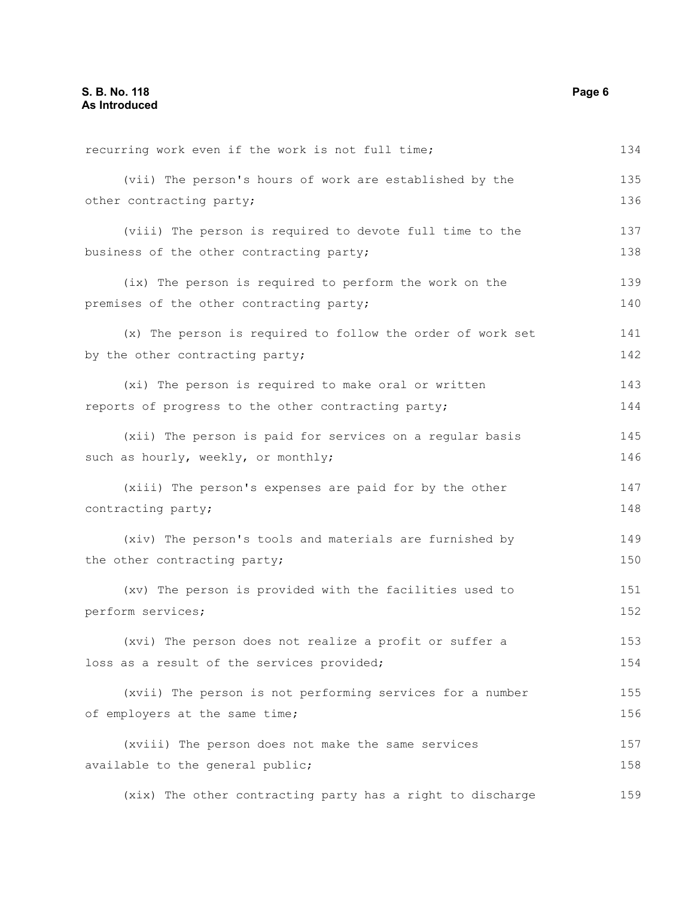recurring work even if the work is not full time;

(vii) The person's hours of work are established by the other contracting party;

(viii) The person is required to devote full time to the business of the other contracting party;

(ix) The person is required to perform the work on the premises of the other contracting party;

(x) The person is required to follow the order of work set by the other contracting party;

(xi) The person is required to make oral or written reports of progress to the other contracting party;

(xii) The person is paid for services on a regular basis such as hourly, weekly, or monthly;

(xiii) The person's expenses are paid for by the other contracting party;

(xiv) The person's tools and materials are furnished by the other contracting party;

(xv) The person is provided with the facilities used to perform services;

(xvi) The person does not realize a profit or suffer a loss as a result of the services provided;

(xvii) The person is not performing services for a number of employers at the same time;

(xviii) The person does not make the same services available to the general public;

(xix) The other contracting party has a right to discharge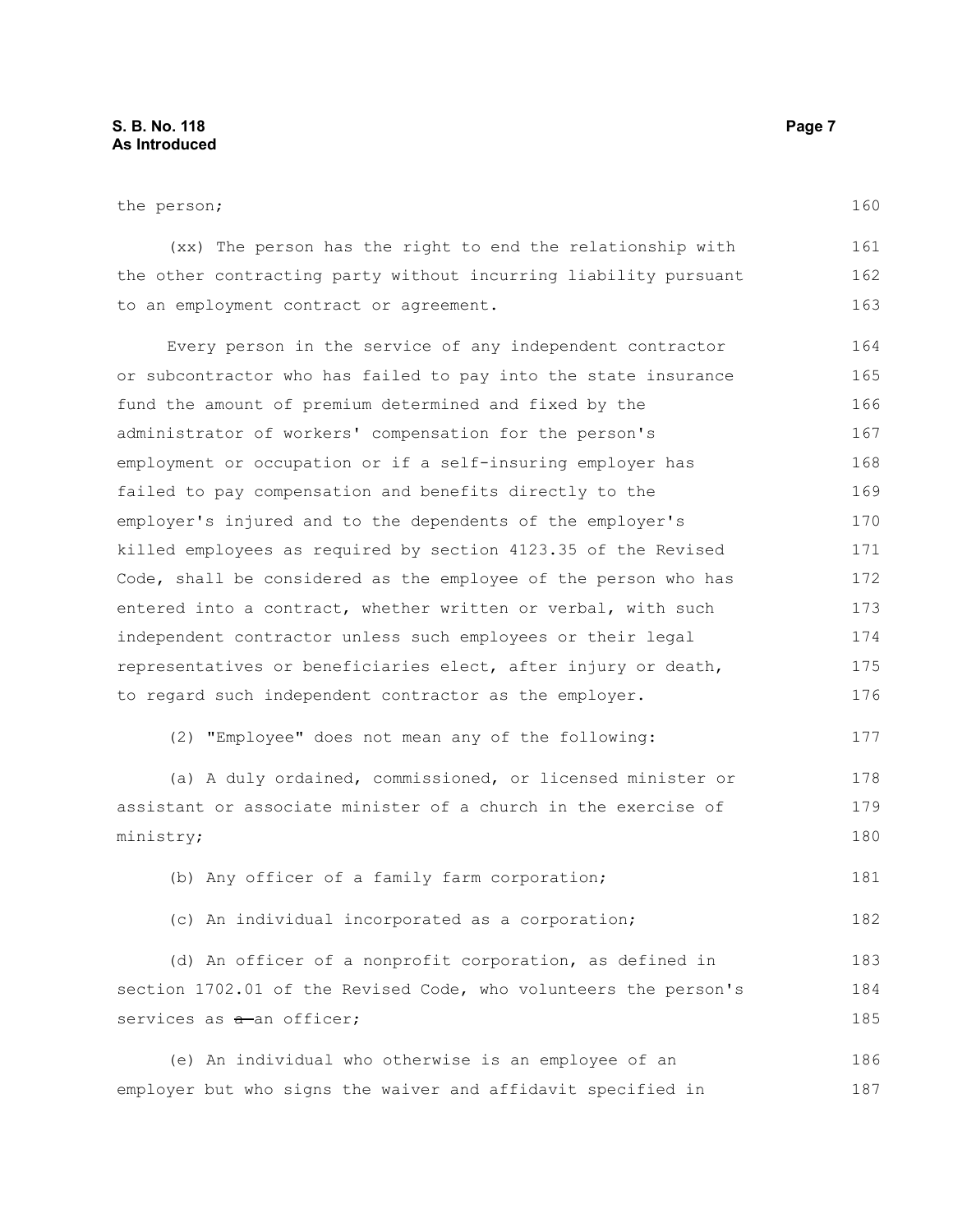the person;

(xx) The person has the right to end the relationship with the other contracting party without incurring liability pursuant to an employment contract or agreement.

Every person in the service of any independent contractor or subcontractor who has failed to pay into the state insurance fund the amount of premium determined and fixed by the administrator of workers' compensation for the person's employment or occupation or if a self-insuring employer has failed to pay compensation and benefits directly to the employer's injured and to the dependents of the employer's killed employees as required by section 4123.35 of the Revised Code, shall be considered as the employee of the person who has entered into a contract, whether written or verbal, with such independent contractor unless such employees or their legal representatives or beneficiaries elect, after injury or death, to regard such independent contractor as the employer.

(2) "Employee" does not mean any of the following:

(a) A duly ordained, commissioned, or licensed minister or assistant or associate minister of a church in the exercise of ministry;

(b) Any officer of a family farm corporation;

(c) An individual incorporated as a corporation;

(d) An officer of a nonprofit corporation, as defined in section 1702.01 of the Revised Code, who volunteers the person's services as ~~a~~ an officer;

(e) An individual who otherwise is an employee of an employer but who signs the waiver and affidavit specified in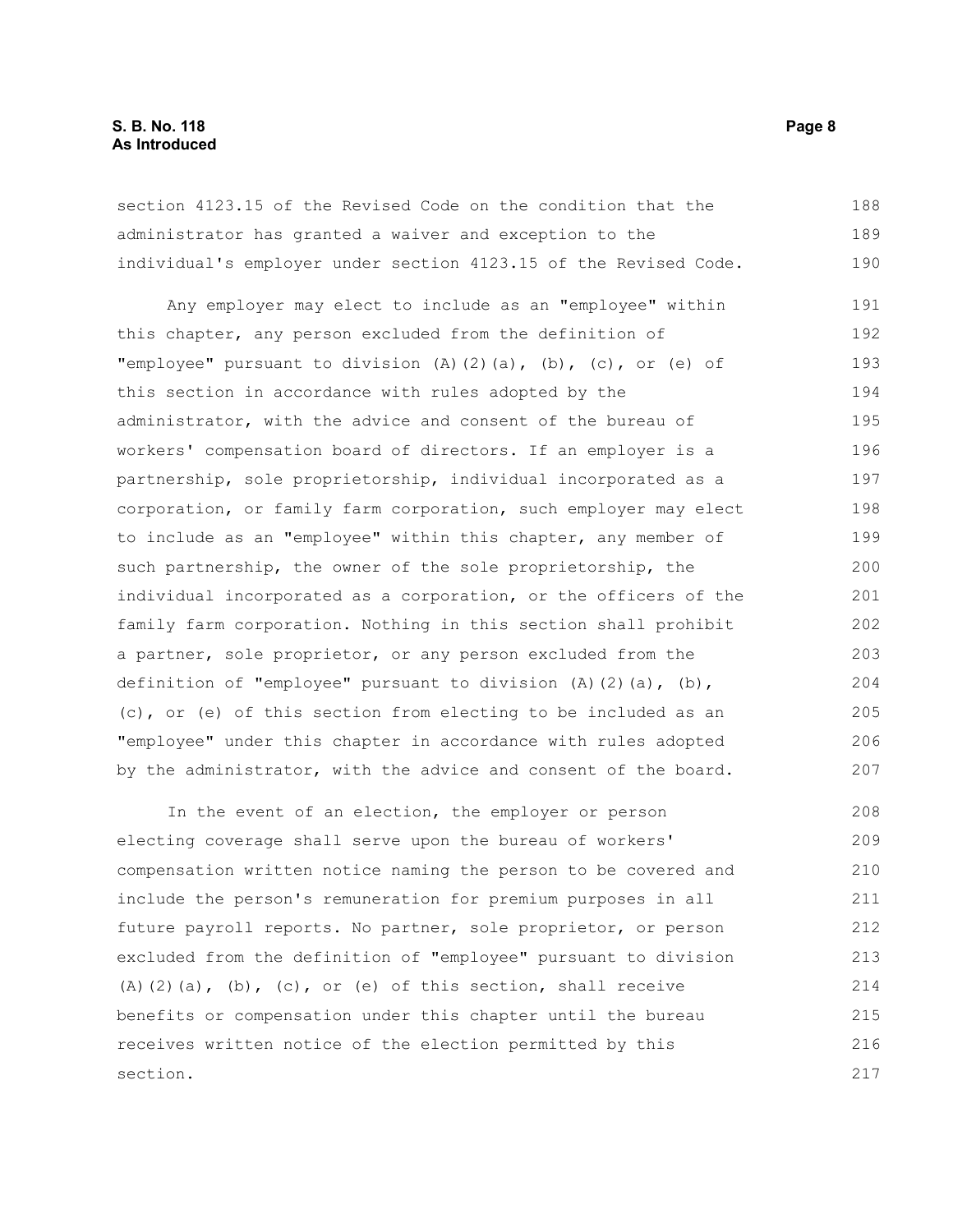section 4123.15 of the Revised Code on the condition that the administrator has granted a waiver and exception to the individual's employer under section 4123.15 of the Revised Code.

Any employer may elect to include as an "employee" within this chapter, any person excluded from the definition of "employee" pursuant to division (A)(2)(a), (b), (c), or (e) of this section in accordance with rules adopted by the administrator, with the advice and consent of the bureau of workers' compensation board of directors. If an employer is a partnership, sole proprietorship, individual incorporated as a corporation, or family farm corporation, such employer may elect to include as an "employee" within this chapter, any member of such partnership, the owner of the sole proprietorship, the individual incorporated as a corporation, or the officers of the family farm corporation. Nothing in this section shall prohibit a partner, sole proprietor, or any person excluded from the definition of "employee" pursuant to division (A)(2)(a), (b), (c), or (e) of this section from electing to be included as an "employee" under this chapter in accordance with rules adopted by the administrator, with the advice and consent of the board.

In the event of an election, the employer or person electing coverage shall serve upon the bureau of workers' compensation written notice naming the person to be covered and include the person's remuneration for premium purposes in all future payroll reports. No partner, sole proprietor, or person excluded from the definition of "employee" pursuant to division (A)(2)(a), (b), (c), or (e) of this section, shall receive benefits or compensation under this chapter until the bureau receives written notice of the election permitted by this section.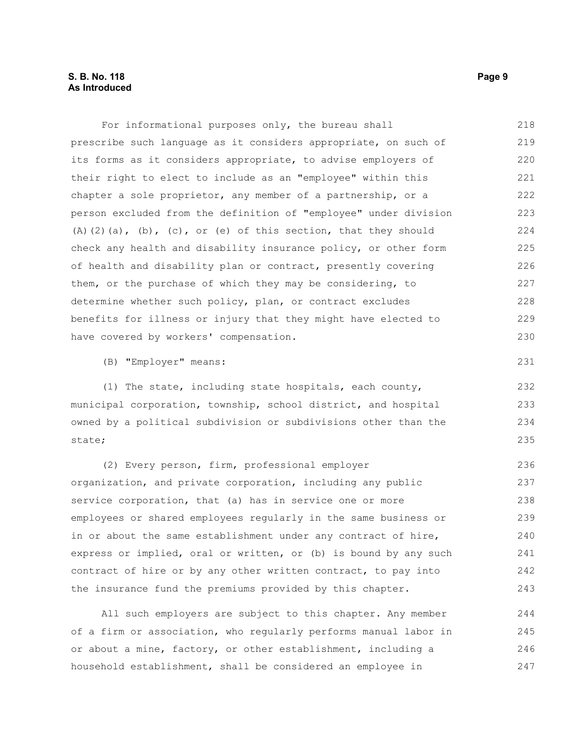For informational purposes only, the bureau shall prescribe such language as it considers appropriate, on such of its forms as it considers appropriate, to advise employers of their right to elect to include as an "employee" within this chapter a sole proprietor, any member of a partnership, or a person excluded from the definition of "employee" under division (A)(2)(a), (b), (c), or (e) of this section, that they should check any health and disability insurance policy, or other form of health and disability plan or contract, presently covering them, or the purchase of which they may be considering, to determine whether such policy, plan, or contract excludes benefits for illness or injury that they might have elected to have covered by workers' compensation.

(B) "Employer" means:

(1) The state, including state hospitals, each county, municipal corporation, township, school district, and hospital owned by a political subdivision or subdivisions other than the state;

(2) Every person, firm, professional employer organization, and private corporation, including any public service corporation, that (a) has in service one or more employees or shared employees regularly in the same business or in or about the same establishment under any contract of hire, express or implied, oral or written, or (b) is bound by any such contract of hire or by any other written contract, to pay into the insurance fund the premiums provided by this chapter.

All such employers are subject to this chapter. Any member of a firm or association, who regularly performs manual labor in or about a mine, factory, or other establishment, including a household establishment, shall be considered an employee in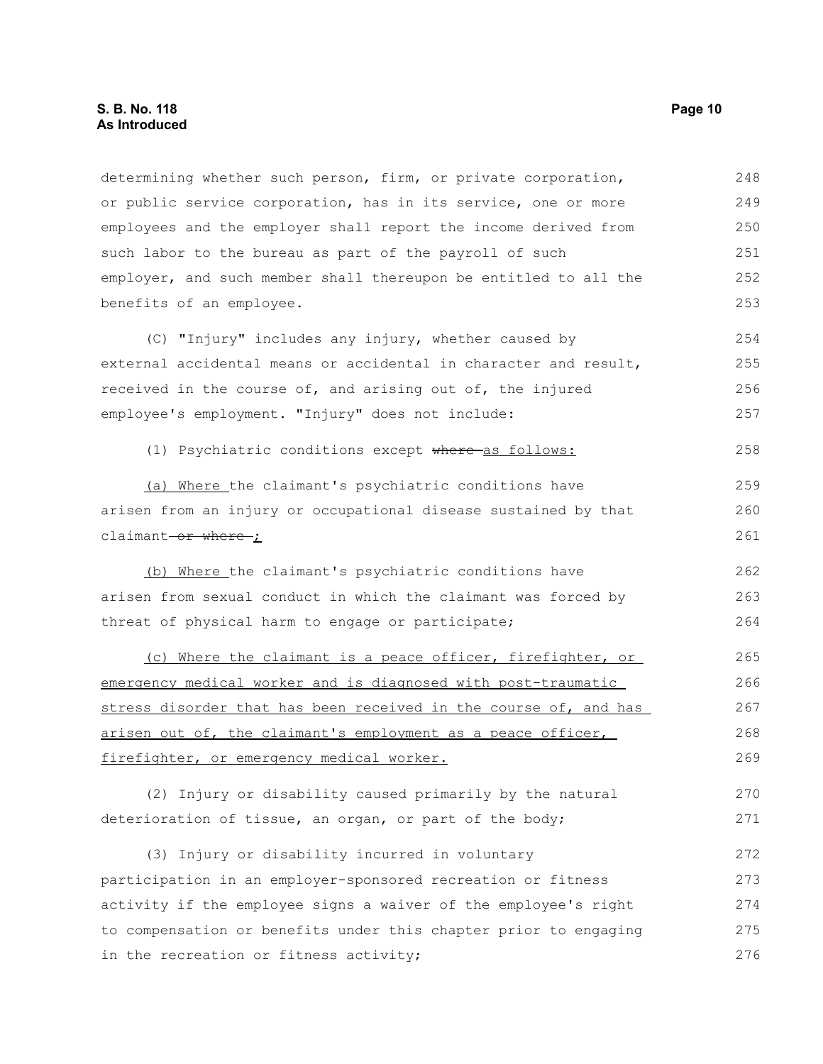determining whether such person, firm, or private corporation, or public service corporation, has in its service, one or more employees and the employer shall report the income derived from such labor to the bureau as part of the payroll of such employer, and such member shall thereupon be entitled to all the benefits of an employee.

(C) "Injury" includes any injury, whether caused by external accidental means or accidental in character and result, received in the course of, and arising out of, the injured employee's employment. "Injury" does not include:

(1) Psychiatric conditions except ~~where~~ as follows:

(a) Where the claimant's psychiatric conditions have arisen from an injury or occupational disease sustained by that claimant ~~or where~~ ;

(b) Where the claimant's psychiatric conditions have arisen from sexual conduct in which the claimant was forced by threat of physical harm to engage or participate;

(c) Where the claimant is a peace officer, firefighter, or emergency medical worker and is diagnosed with post-traumatic stress disorder that has been received in the course of, and has arisen out of, the claimant's employment as a peace officer, firefighter, or emergency medical worker.

(2) Injury or disability caused primarily by the natural deterioration of tissue, an organ, or part of the body;

(3) Injury or disability incurred in voluntary participation in an employer-sponsored recreation or fitness activity if the employee signs a waiver of the employee's right to compensation or benefits under this chapter prior to engaging in the recreation or fitness activity;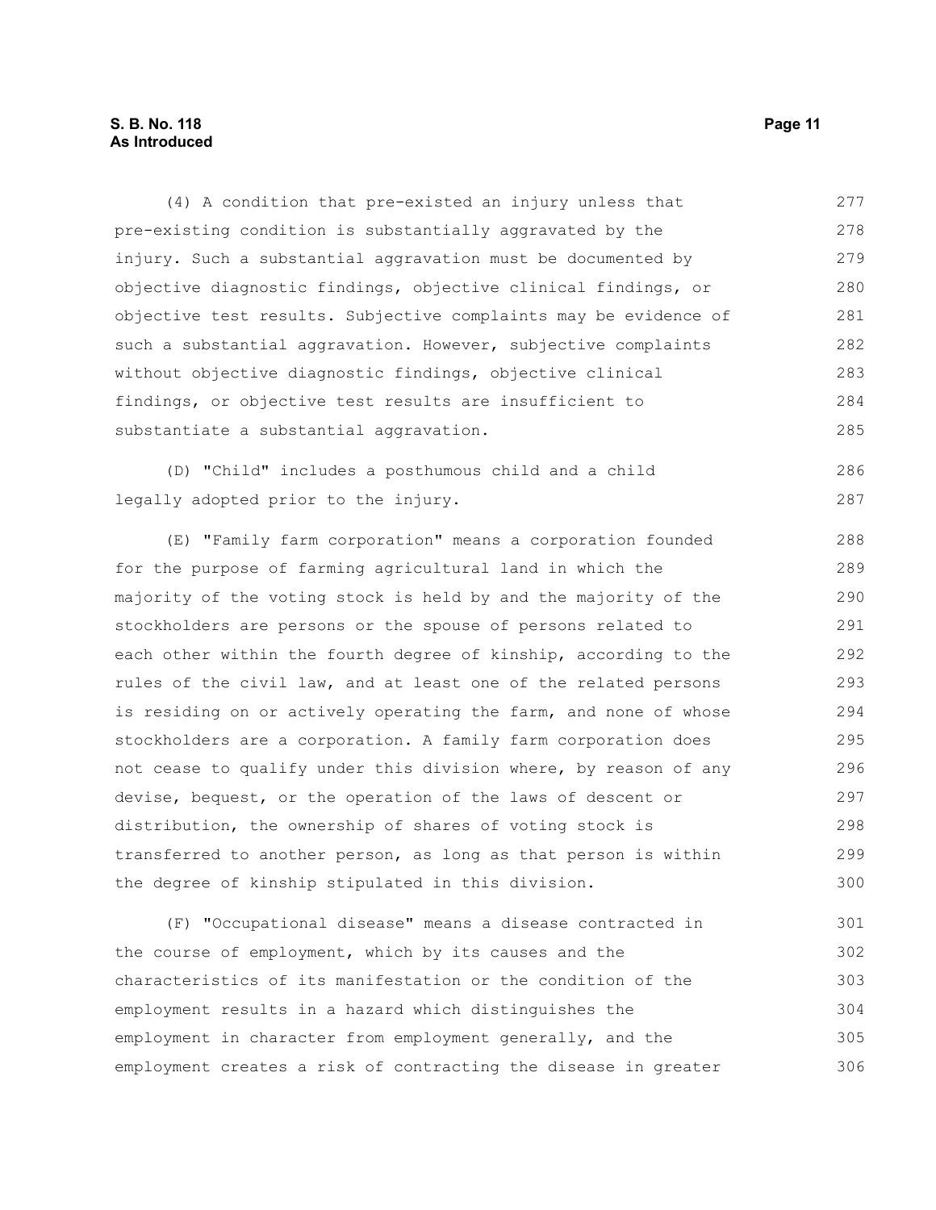(4) A condition that pre-existed an injury unless that pre-existing condition is substantially aggravated by the injury. Such a substantial aggravation must be documented by objective diagnostic findings, objective clinical findings, or objective test results. Subjective complaints may be evidence of such a substantial aggravation. However, subjective complaints without objective diagnostic findings, objective clinical findings, or objective test results are insufficient to substantiate a substantial aggravation.

(D) "Child" includes a posthumous child and a child legally adopted prior to the injury.

(E) "Family farm corporation" means a corporation founded for the purpose of farming agricultural land in which the majority of the voting stock is held by and the majority of the stockholders are persons or the spouse of persons related to each other within the fourth degree of kinship, according to the rules of the civil law, and at least one of the related persons is residing on or actively operating the farm, and none of whose stockholders are a corporation. A family farm corporation does not cease to qualify under this division where, by reason of any devise, bequest, or the operation of the laws of descent or distribution, the ownership of shares of voting stock is transferred to another person, as long as that person is within the degree of kinship stipulated in this division.

(F) "Occupational disease" means a disease contracted in the course of employment, which by its causes and the characteristics of its manifestation or the condition of the employment results in a hazard which distinguishes the employment in character from employment generally, and the employment creates a risk of contracting the disease in greater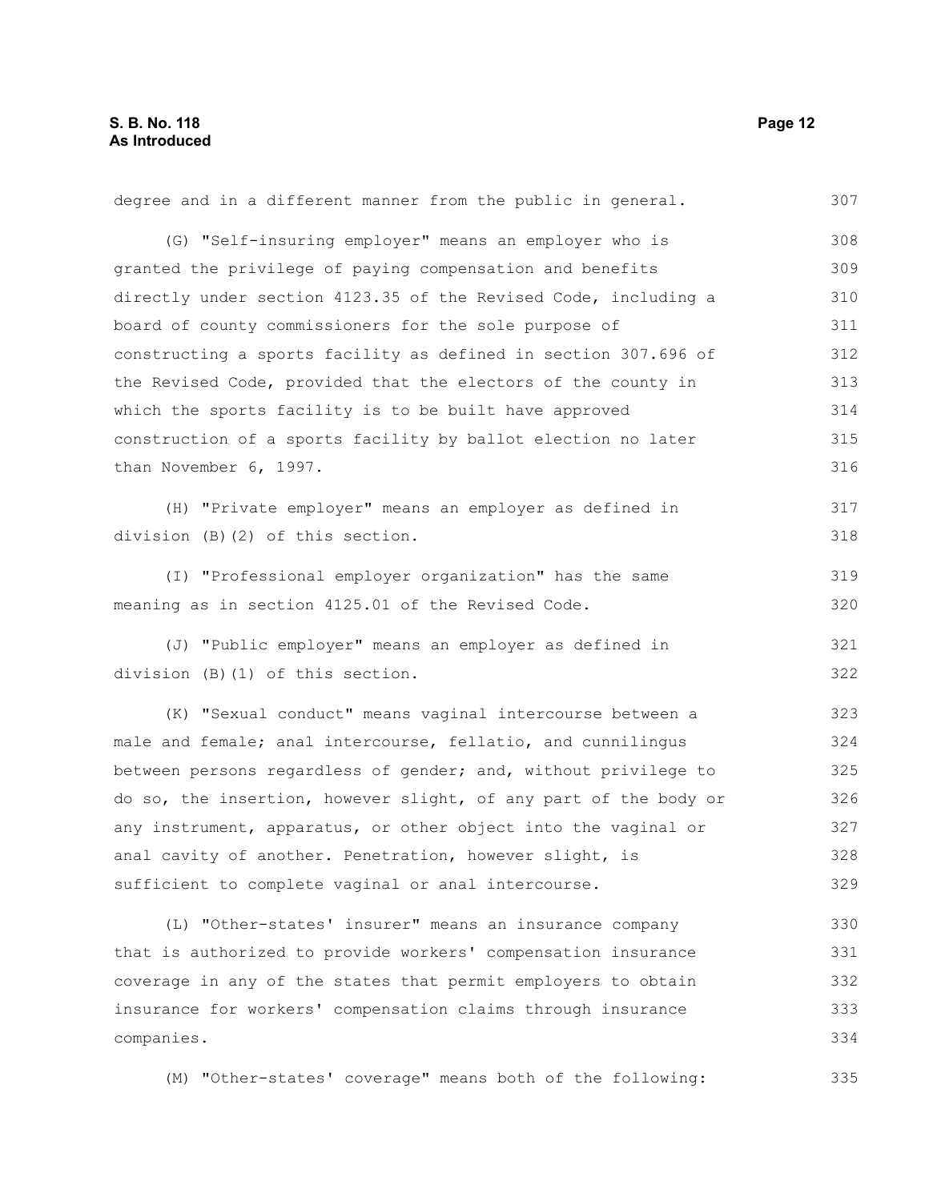degree and in a different manner from the public in general.

(G) "Self-insuring employer" means an employer who is granted the privilege of paying compensation and benefits directly under section 4123.35 of the Revised Code, including a board of county commissioners for the sole purpose of constructing a sports facility as defined in section 307.696 of the Revised Code, provided that the electors of the county in which the sports facility is to be built have approved construction of a sports facility by ballot election no later than November 6, 1997.

(H) "Private employer" means an employer as defined in division (B)(2) of this section.

(I) "Professional employer organization" has the same meaning as in section 4125.01 of the Revised Code.

(J) "Public employer" means an employer as defined in division (B)(1) of this section.

(K) "Sexual conduct" means vaginal intercourse between a male and female; anal intercourse, fellatio, and cunnilingus between persons regardless of gender; and, without privilege to do so, the insertion, however slight, of any part of the body or any instrument, apparatus, or other object into the vaginal or anal cavity of another. Penetration, however slight, is sufficient to complete vaginal or anal intercourse.

(L) "Other-states' insurer" means an insurance company that is authorized to provide workers' compensation insurance coverage in any of the states that permit employers to obtain insurance for workers' compensation claims through insurance companies.

(M) "Other-states' coverage" means both of the following: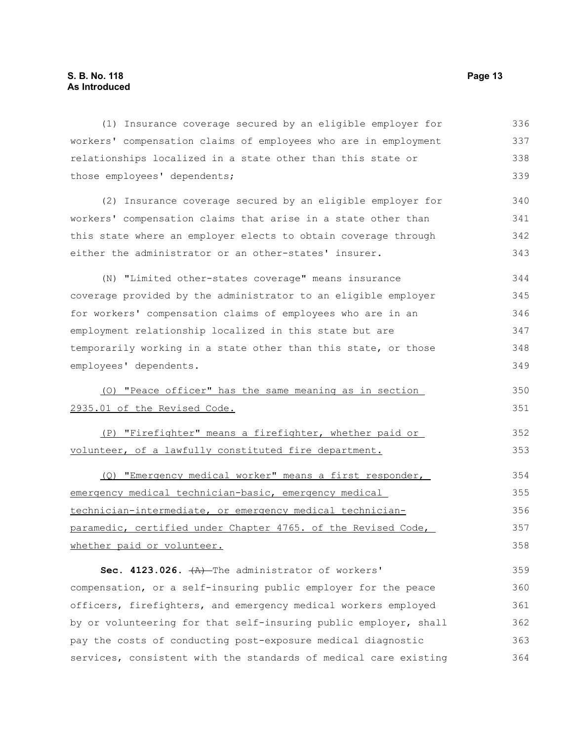(1) Insurance coverage secured by an eligible employer for workers' compensation claims of employees who are in employment relationships localized in a state other than this state or those employees' dependents;

(2) Insurance coverage secured by an eligible employer for workers' compensation claims that arise in a state other than this state where an employer elects to obtain coverage through either the administrator or an other-states' insurer.

(N) "Limited other-states coverage" means insurance coverage provided by the administrator to an eligible employer for workers' compensation claims of employees who are in an employment relationship localized in this state but are temporarily working in a state other than this state, or those employees' dependents.

<u>(O) "Peace officer" has the same meaning as in section 2935.01 of the Revised Code.</u>

<u>(P) "Firefighter" means a firefighter, whether paid or volunteer, of a lawfully constituted fire department.</u>

<u>(Q) "Emergency medical worker" means a first responder, emergency medical technician-basic, emergency medical technician-intermediate, or emergency medical technician-paramedic, certified under Chapter 4765. of the Revised Code, whether paid or volunteer.</u>

**Sec. 4123.026.** ~~(A)~~ The administrator of workers' compensation, or a self-insuring public employer for the peace officers, firefighters, and emergency medical workers employed by or volunteering for that self-insuring public employer, shall pay the costs of conducting post-exposure medical diagnostic services, consistent with the standards of medical care existing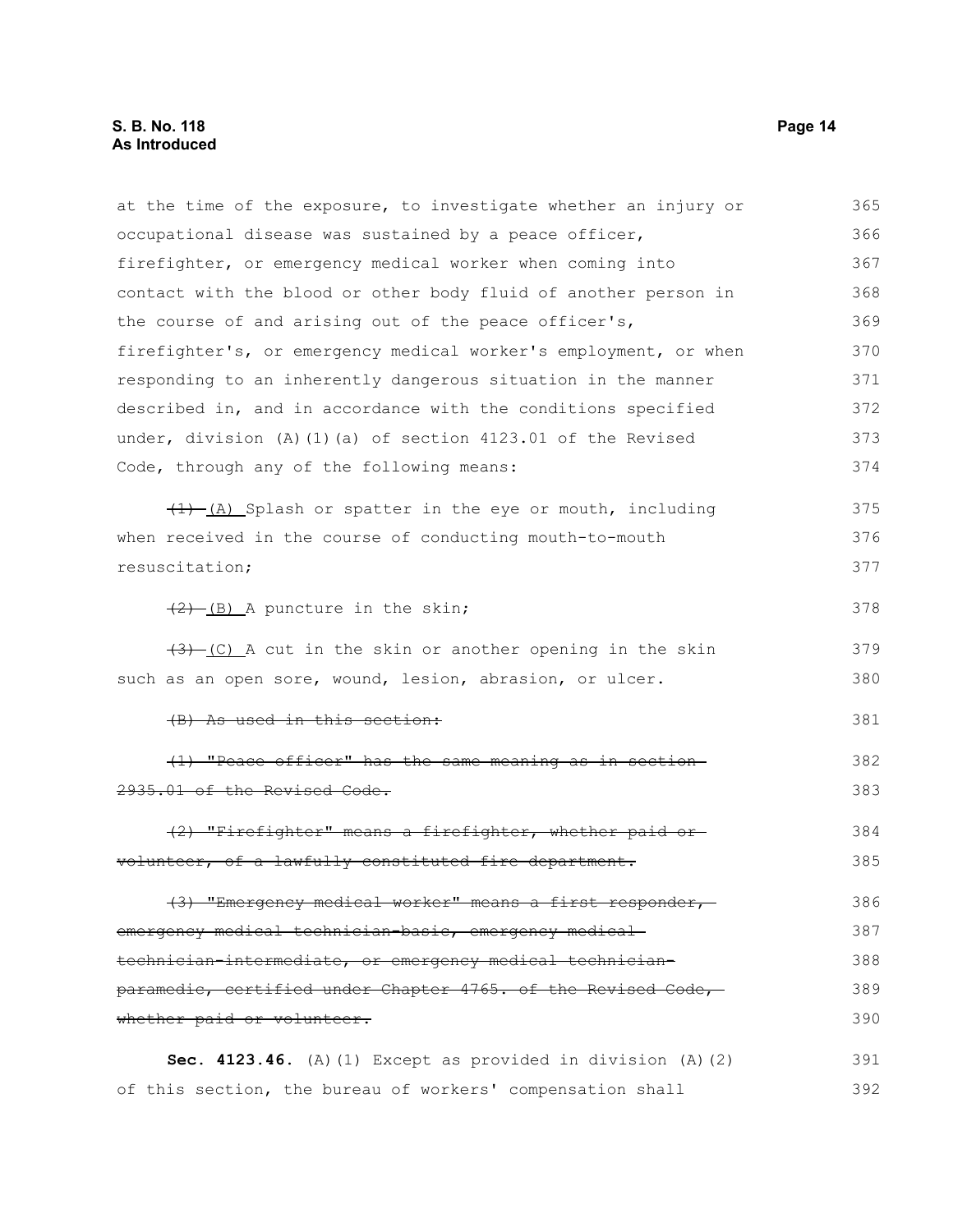at the time of the exposure, to investigate whether an injury or occupational disease was sustained by a peace officer, firefighter, or emergency medical worker when coming into contact with the blood or other body fluid of another person in the course of and arising out of the peace officer's, firefighter's, or emergency medical worker's employment, or when responding to an inherently dangerous situation in the manner described in, and in accordance with the conditions specified under, division (A)(1)(a) of section 4123.01 of the Revised Code, through any of the following means:

~~(1)~~ (A) Splash or spatter in the eye or mouth, including when received in the course of conducting mouth-to-mouth resuscitation;

~~(2)~~ (B) A puncture in the skin;

~~(3)~~ (C) A cut in the skin or another opening in the skin such as an open sore, wound, lesion, abrasion, or ulcer.

~~(B) As used in this section:~~

~~(1) "Peace officer" has the same meaning as in section 2935.01 of the Revised Code.~~

~~(2) "Firefighter" means a firefighter, whether paid or volunteer, of a lawfully constituted fire department.~~

~~(3) "Emergency medical worker" means a first responder, emergency medical technician-basic, emergency medical technician-intermediate, or emergency medical technician-paramedic, certified under Chapter 4765. of the Revised Code, whether paid or volunteer.~~

**Sec. 4123.46.** (A)(1) Except as provided in division (A)(2) of this section, the bureau of workers' compensation shall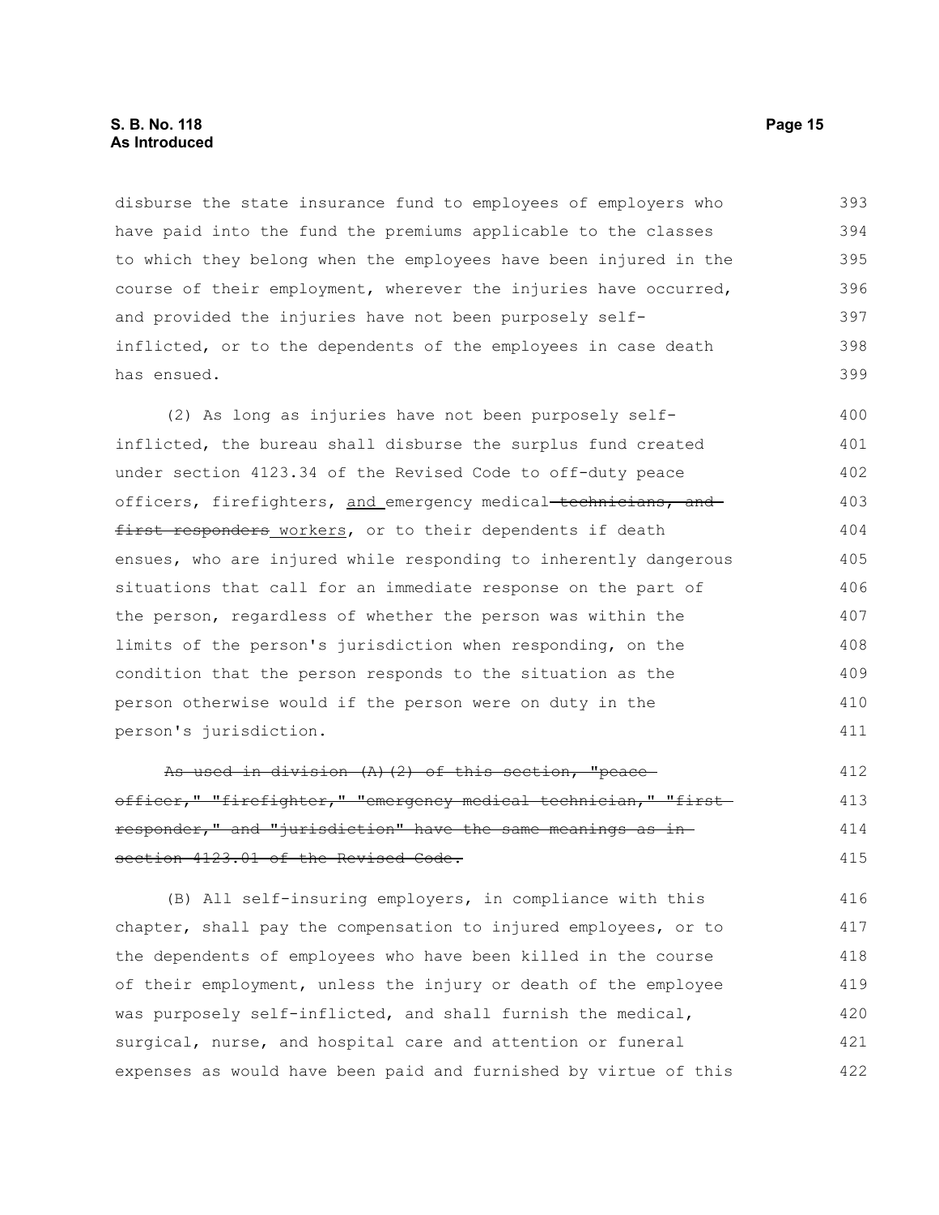disburse the state insurance fund to employees of employers who have paid into the fund the premiums applicable to the classes to which they belong when the employees have been injured in the course of their employment, wherever the injuries have occurred, and provided the injuries have not been purposely self-inflicted, or to the dependents of the employees in case death has ensued.

(2) As long as injuries have not been purposely self-inflicted, the bureau shall disburse the surplus fund created under section 4123.34 of the Revised Code to off-duty peace officers, firefighters, <u>and</u> emergency medical ~~technicians, and first responders~~ <u>workers</u>, or to their dependents if death ensues, who are injured while responding to inherently dangerous situations that call for an immediate response on the part of the person, regardless of whether the person was within the limits of the person's jurisdiction when responding, on the condition that the person responds to the situation as the person otherwise would if the person were on duty in the person's jurisdiction.

~~As used in division (A)(2) of this section, "peace officer," "firefighter," "emergency medical technician," "first responder," and "jurisdiction" have the same meanings as in section 4123.01 of the Revised Code.~~

(B) All self-insuring employers, in compliance with this chapter, shall pay the compensation to injured employees, or to the dependents of employees who have been killed in the course of their employment, unless the injury or death of the employee was purposely self-inflicted, and shall furnish the medical, surgical, nurse, and hospital care and attention or funeral expenses as would have been paid and furnished by virtue of this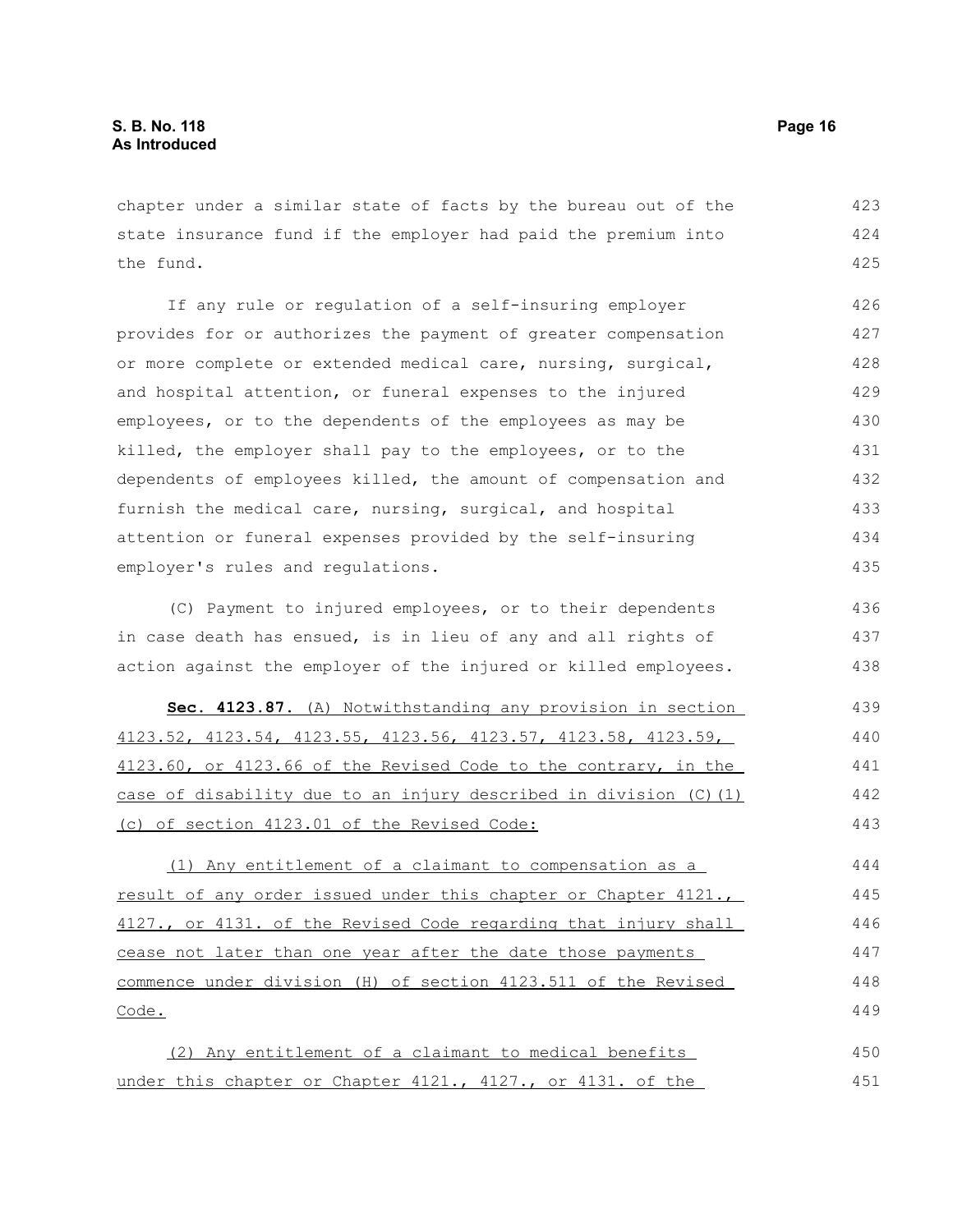chapter under a similar state of facts by the bureau out of the state insurance fund if the employer had paid the premium into the fund.

If any rule or regulation of a self-insuring employer provides for or authorizes the payment of greater compensation or more complete or extended medical care, nursing, surgical, and hospital attention, or funeral expenses to the injured employees, or to the dependents of the employees as may be killed, the employer shall pay to the employees, or to the dependents of employees killed, the amount of compensation and furnish the medical care, nursing, surgical, and hospital attention or funeral expenses provided by the self-insuring employer's rules and regulations.

(C) Payment to injured employees, or to their dependents in case death has ensued, is in lieu of any and all rights of action against the employer of the injured or killed employees.

**Sec. 4123.87.** (A) Notwithstanding any provision in section 4123.52, 4123.54, 4123.55, 4123.56, 4123.57, 4123.58, 4123.59, 4123.60, or 4123.66 of the Revised Code to the contrary, in the case of disability due to an injury described in division (C)(1)(c) of section 4123.01 of the Revised Code:

(1) Any entitlement of a claimant to compensation as a result of any order issued under this chapter or Chapter 4121., 4127., or 4131. of the Revised Code regarding that injury shall cease not later than one year after the date those payments commence under division (H) of section 4123.511 of the Revised Code.

(2) Any entitlement of a claimant to medical benefits under this chapter or Chapter 4121., 4127., or 4131. of the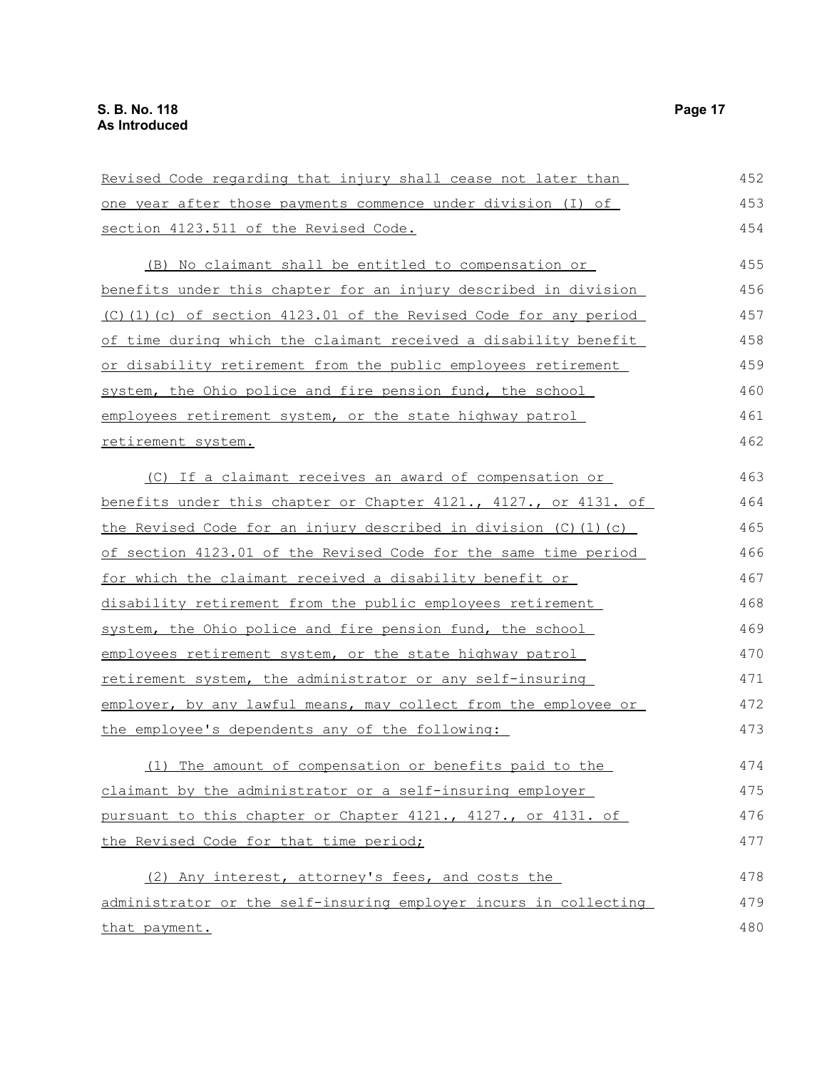Revised Code regarding that injury shall cease not later than one year after those payments commence under division (I) of section 4123.511 of the Revised Code.

(B) No claimant shall be entitled to compensation or benefits under this chapter for an injury described in division (C)(1)(c) of section 4123.01 of the Revised Code for any period of time during which the claimant received a disability benefit or disability retirement from the public employees retirement system, the Ohio police and fire pension fund, the school employees retirement system, or the state highway patrol retirement system.

(C) If a claimant receives an award of compensation or benefits under this chapter or Chapter 4121., 4127., or 4131. of the Revised Code for an injury described in division (C)(1)(c) of section 4123.01 of the Revised Code for the same time period for which the claimant received a disability benefit or disability retirement from the public employees retirement system, the Ohio police and fire pension fund, the school employees retirement system, or the state highway patrol retirement system, the administrator or any self-insuring employer, by any lawful means, may collect from the employee or the employee's dependents any of the following:

(1) The amount of compensation or benefits paid to the claimant by the administrator or a self-insuring employer pursuant to this chapter or Chapter 4121., 4127., or 4131. of the Revised Code for that time period;

(2) Any interest, attorney's fees, and costs the administrator or the self-insuring employer incurs in collecting that payment.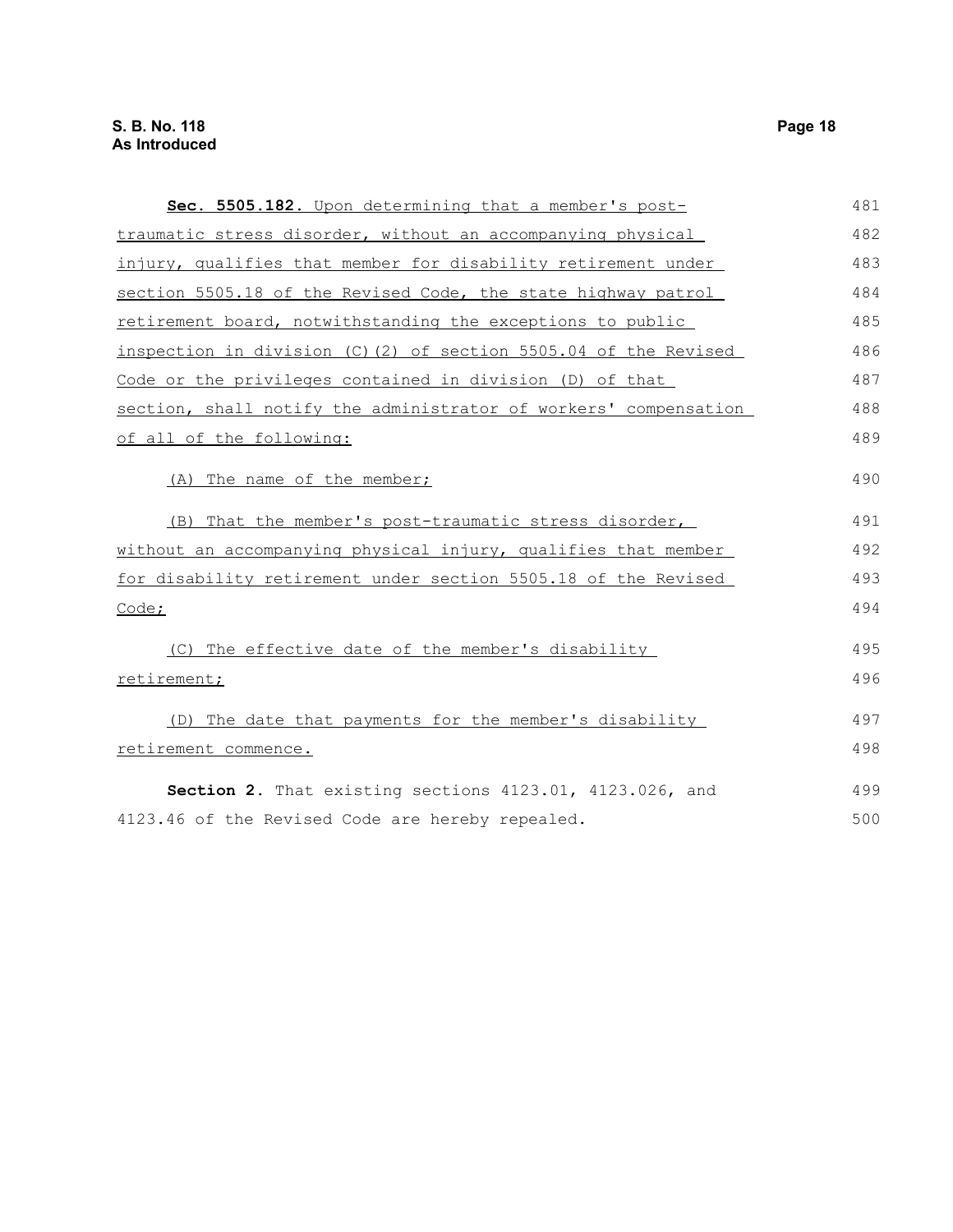**Sec. 5505.182.** Upon determining that a member's post-traumatic stress disorder, without an accompanying physical injury, qualifies that member for disability retirement under section 5505.18 of the Revised Code, the state highway patrol retirement board, notwithstanding the exceptions to public inspection in division (C)(2) of section 5505.04 of the Revised Code or the privileges contained in division (D) of that section, shall notify the administrator of workers' compensation of all of the following:

(A) The name of the member;

(B) That the member's post-traumatic stress disorder, without an accompanying physical injury, qualifies that member for disability retirement under section 5505.18 of the Revised Code;

(C) The effective date of the member's disability retirement;

(D) The date that payments for the member's disability retirement commence.

**Section 2.** That existing sections 4123.01, 4123.026, and 4123.46 of the Revised Code are hereby repealed.